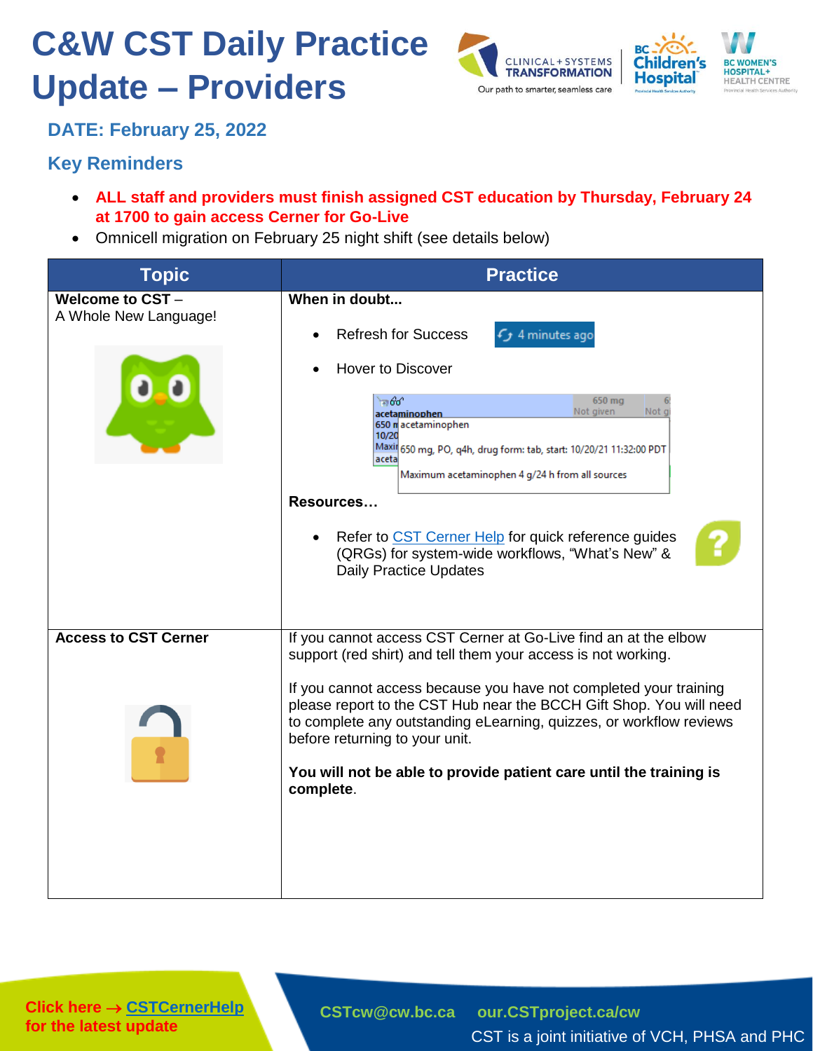# C&W CST Daily Practice Update – Providers

## DATE: February 25, 2022

## Key Reminders

- **ALL staff and providers must finish assigned CST education by Thursday, February 24 at 1700 to gain access Cerner for Go-Live**
- Omnicell migration on February 25 night shift (see details below)

| Topic | Practice |
|---|---|
| **Welcome to CST** – A Whole New Language! | **When in doubt...** <br> • Refresh for Success <br> • Hover to Discover <br> **Resources…** <br> • Refer to CST Cerner Help for quick reference guides (QRGs) for system-wide workflows, "What's New" & Daily Practice Updates |
| **Access to CST Cerner** | If you cannot access CST Cerner at Go-Live find an at the elbow support (red shirt) and tell them your access is not working. <br><br> If you cannot access because you have not completed your training please report to the CST Hub near the BCCH Gift Shop. You will need to complete any outstanding eLearning, quizzes, or workflow reviews before returning to your unit. <br><br> **You will not be able to provide patient care until the training is complete**. |

Click here → CSTCernerHelp for the latest update

CSTcw@cw.bc.ca our.CSTproject.ca/cw

CST is a joint initiative of VCH, PHSA and PHC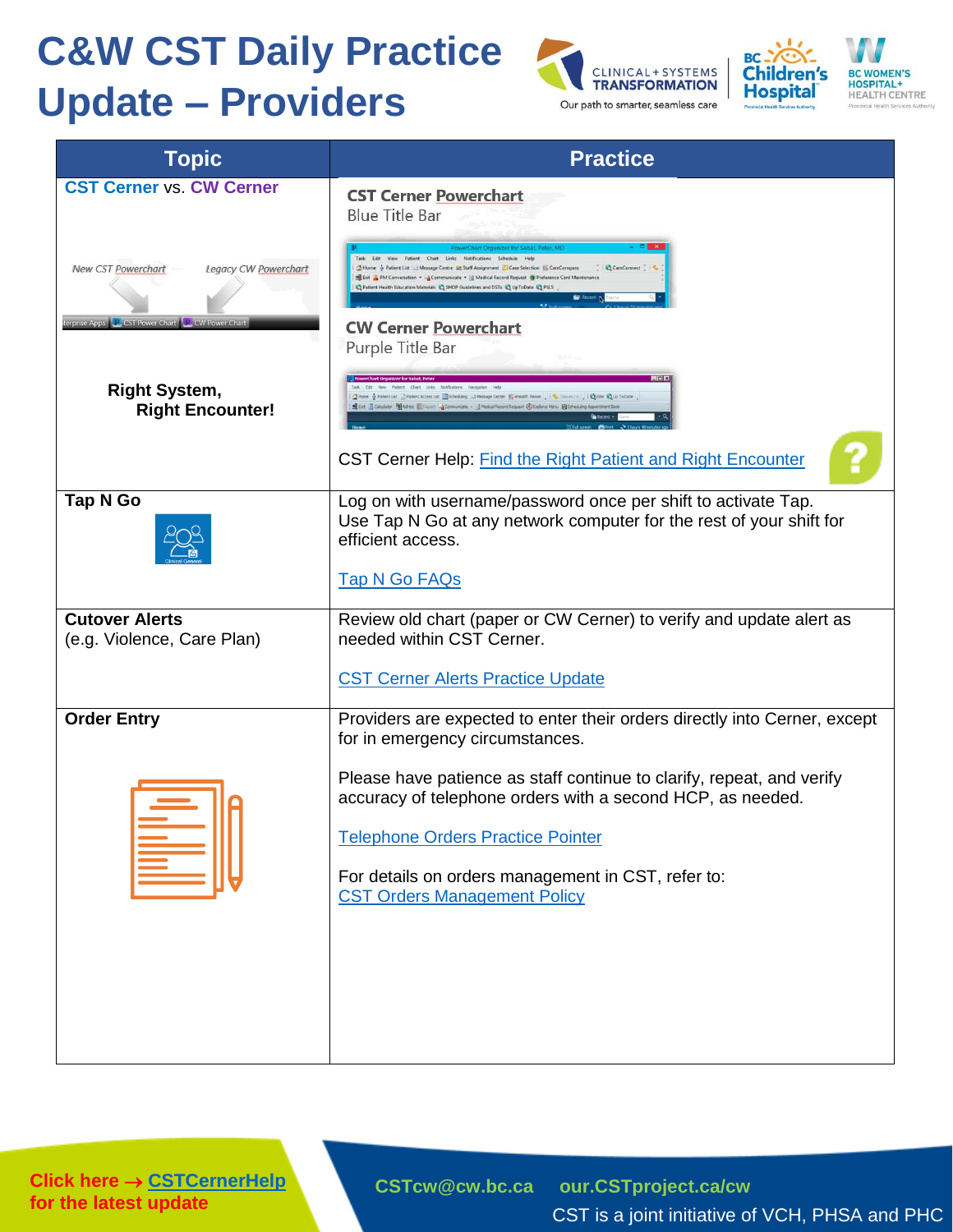# C&W CST Daily Practice Update – Providers

| Topic | Practice |
|---|---|
| **CST Cerner** vs. **CW Cerner**<br><br>New CST Powerchart — Legacy CW Powerchart<br><br>**Right System, Right Encounter!** | **CST Cerner Powerchart**<br>Blue Title Bar<br><br>**CW Cerner Powerchart**<br>Purple Title Bar<br><br>CST Cerner Help: Find the Right Patient and Right Encounter |
| **Tap N Go** | Log on with username/password once per shift to activate Tap. Use Tap N Go at any network computer for the rest of your shift for efficient access.<br><br>Tap N Go FAQs |
| **Cutover Alerts**<br>(e.g. Violence, Care Plan) | Review old chart (paper or CW Cerner) to verify and update alert as needed within CST Cerner.<br><br>CST Cerner Alerts Practice Update |
| **Order Entry** | Providers are expected to enter their orders directly into Cerner, except for in emergency circumstances.<br><br>Please have patience as staff continue to clarify, repeat, and verify accuracy of telephone orders with a second HCP, as needed.<br><br>Telephone Orders Practice Pointer<br><br>For details on orders management in CST, refer to:<br>CST Orders Management Policy |

**Click here → CSTCernerHelp for the latest update**

CSTcw@cw.bc.ca  our.CSTproject.ca/cw

CST is a joint initiative of VCH, PHSA and PHC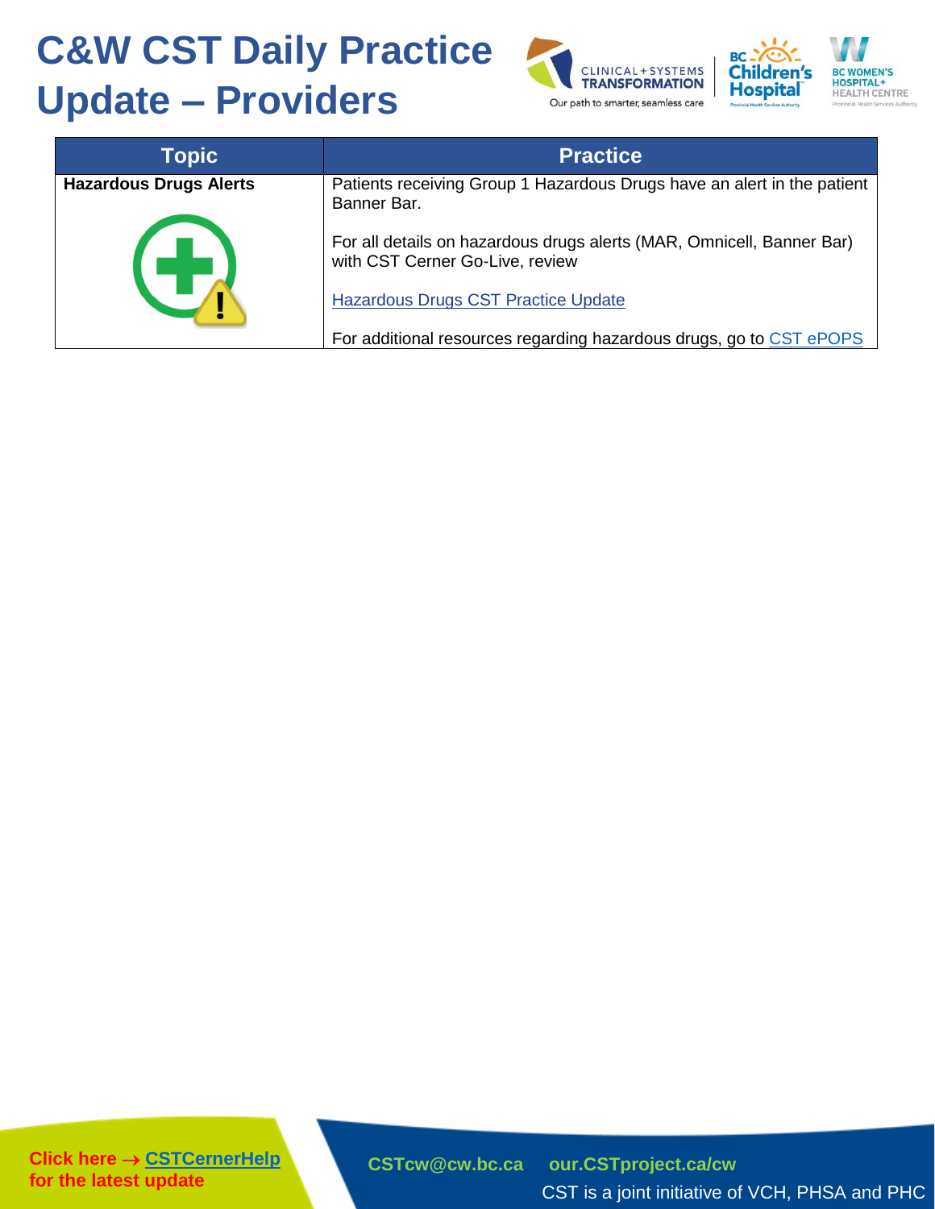# C&W CST Daily Practice Update – Providers

| Topic | Practice |
| --- | --- |
| **Hazardous Drugs Alerts** | Patients receiving Group 1 Hazardous Drugs have an alert in the patient Banner Bar.<br><br>For all details on hazardous drugs alerts (MAR, Omnicell, Banner Bar) with CST Cerner Go-Live, review<br><br>Hazardous Drugs CST Practice Update<br><br>For additional resources regarding hazardous drugs, go to CST ePOPS |

**Click here → CSTCernerHelp for the latest update**

**CSTcw@cw.bc.ca** **our.CSTproject.ca/cw**

CST is a joint initiative of VCH, PHSA and PHC